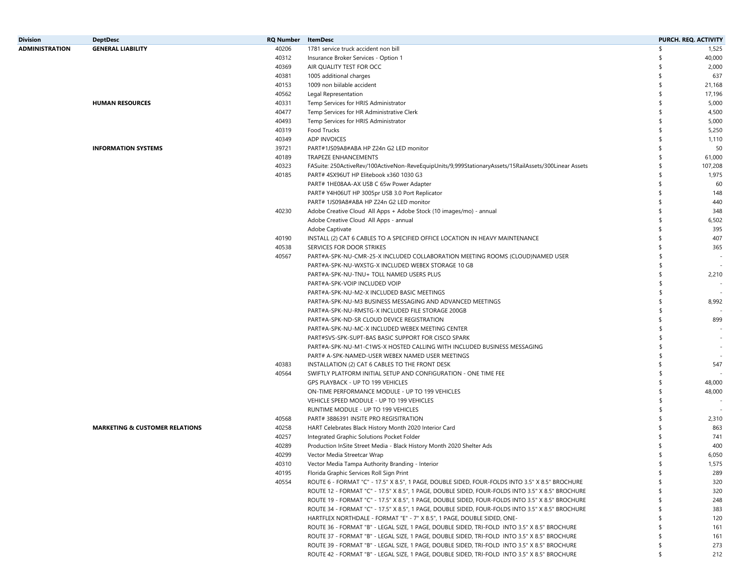| Division | DeptDesc | RQ Number | ItemDesc | PURCH. REQ. ACTIVITY |
|---|---|---|---|---|
| ADMINISTRATION | GENERAL LIABILITY | 40206 | 1781 service truck accident non bill | $ 1,525 |
| | | 40312 | Insurance Broker Services - Option 1 | $ 40,000 |
| | | 40369 | AIR QUALITY TEST FOR OCC | $ 2,000 |
| | | 40381 | 1005 additional charges | $ 637 |
| | | 40153 | 1009 non biilable accident | $ 21,168 |
| | | 40562 | Legal Representation | $ 17,196 |
| | HUMAN RESOURCES | 40331 | Temp Services for HRIS Administrator | $ 5,000 |
| | | 40477 | Temp Services for HR Administrative Clerk | $ 4,500 |
| | | 40493 | Temp Services for HRIS Administrator | $ 5,000 |
| | | 40319 | Food Trucks | $ 5,250 |
| | | 40349 | ADP INVOICES | $ 1,110 |
| | INFORMATION SYSTEMS | 39721 | PART#1JS09A8#ABA HP Z24n G2 LED monitor | $ 50 |
| | | 40189 | TRAPEZE ENHANCEMENTS | $ 61,000 |
| | | 40323 | FASuite: 250ActiveRev/100ActiveNon-ReveEquipUnits/9,999StationaryAssets/15RailAssets/300Linear Assets | $ 107,208 |
| | | 40185 | PART# 4SX96UT HP Elitebook x360 1030 G3 | $ 1,975 |
| | | | PART# 1HE08AA-AX USB C 65w Power Adapter | $ 60 |
| | | | PART# Y4H06UT HP 3005pr USB 3.0 Port Replicator | $ 148 |
| | | | PART# 1JS09A8#ABA HP Z24n G2 LED monitor | $ 440 |
| | | 40230 | Adobe Creative Cloud All Apps + Adobe Stock (10 images/mo) - annual | $ 348 |
| | | | Adobe Creative Cloud All Apps - annual | $ 6,502 |
| | | | Adobe Captivate | $ 395 |
| | | 40190 | INSTALL (2) CAT 6 CABLES TO A SPECIFIED OFFICE LOCATION IN HEAVY MAINTENANCE | $ 407 |
| | | 40538 | SERVICES FOR DOOR STRIKES | $ 365 |
| | | 40567 | PART#A-SPK-NU-CMR-25-X INCLUDED COLLABORATION MEETING ROOMS (CLOUD)NAMED USER | $ - |
| | | | PART#A-SPK-NU-WXSTG-X INCLUDED WEBEX STORAGE 10 GB | $ - |
| | | | PART#A-SPK-NU-TNU+ TOLL NAMED USERS PLUS | $ 2,210 |
| | | | PART#A-SPK-VOIP INCLUDED VOIP | $ - |
| | | | PART#A-SPK-NU-M2-X INCLUDED BASIC MEETINGS | $ - |
| | | | PART#A-SPK-NU-M3 BUSINESS MESSAGING AND ADVANCED MEETINGS | $ 8,992 |
| | | | PART#A-SPK-NU-RMSTG-X INCLUDED FILE STORAGE 200GB | $ - |
| | | | PART#A-SPK-ND-SR CLOUD DEVICE REGISTRATION | $ 899 |
| | | | PART#A-SPK-NU-MC-X INCLUDED WEBEX MEETING CENTER | $ - |
| | | | PART#SVS-SPK-SUPT-BAS BASIC SUPPORT FOR CISCO SPARK | $ - |
| | | | PART#A-SPK-NU-M1-C1WS-X HOSTED CALLING WITH INCLUDED BUSINESS MESSAGING | $ - |
| | | | PART# A-SPK-NAMED-USER WEBEX NAMED USER MEETINGS | $ - |
| | | 40383 | INSTALLATION (2) CAT 6 CABLES TO THE FRONT DESK | $ 547 |
| | | 40564 | SWIFTLY PLATFORM INITIAL SETUP AND CONFIGURATION - ONE TIME FEE | $ - |
| | | | GPS PLAYBACK - UP TO 199 VEHICLES | $ 48,000 |
| | | | ON-TIME PERFORMANCE MODULE - UP TO 199 VEHICLES | $ 48,000 |
| | | | VEHICLE SPEED MODULE - UP TO 199 VEHICLES | $ - |
| | | | RUNTIME MODULE - UP TO 199 VEHICLES | $ - |
| | | 40568 | PART# 3886391 INSITE PRO REGISITRATION | $ 2,310 |
| | MARKETING & CUSTOMER RELATIONS | 40258 | HART Celebrates Black History Month 2020 Interior Card | $ 863 |
| | | 40257 | Integrated Graphic Solutions Pocket Folder | $ 741 |
| | | 40289 | Production InSite Street Media - Black History Month 2020 Shelter Ads | $ 400 |
| | | 40299 | Vector Media Streetcar Wrap | $ 6,050 |
| | | 40310 | Vector Media Tampa Authority Branding - Interior | $ 1,575 |
| | | 40195 | Florida Graphic Services Roll Sign Print | $ 289 |
| | | 40554 | ROUTE 6 - FORMAT "C" - 17.5" X 8.5", 1 PAGE, DOUBLE SIDED, FOUR-FOLDS INTO 3.5" X 8.5" BROCHURE | $ 320 |
| | | | ROUTE 12 - FORMAT "C" - 17.5" X 8.5", 1 PAGE, DOUBLE SIDED, FOUR-FOLDS INTO 3.5" X 8.5" BROCHURE | $ 320 |
| | | | ROUTE 19 - FORMAT "C" - 17.5" X 8.5", 1 PAGE, DOUBLE SIDED, FOUR-FOLDS INTO 3.5" X 8.5" BROCHURE | $ 248 |
| | | | ROUTE 34 - FORMAT "C" - 17.5" X 8.5", 1 PAGE, DOUBLE SIDED, FOUR-FOLDS INTO 3.5" X 8.5" BROCHURE | $ 383 |
| | | | HARTFLEX NORTHDALE - FORMAT "E" - 7" X 8.5", 1 PAGE, DOUBLE SIDED, ONE- | $ 120 |
| | | | ROUTE 36 - FORMAT "B" - LEGAL SIZE, 1 PAGE, DOUBLE SIDED, TRI-FOLD INTO 3.5" X 8.5" BROCHURE | $ 161 |
| | | | ROUTE 37 - FORMAT "B" - LEGAL SIZE, 1 PAGE, DOUBLE SIDED, TRI-FOLD INTO 3.5" X 8.5" BROCHURE | $ 161 |
| | | | ROUTE 39 - FORMAT "B" - LEGAL SIZE, 1 PAGE, DOUBLE SIDED, TRI-FOLD INTO 3.5" X 8.5" BROCHURE | $ 273 |
| | | | ROUTE 42 - FORMAT "B" - LEGAL SIZE, 1 PAGE, DOUBLE SIDED, TRI-FOLD INTO 3.5" X 8.5" BROCHURE | $ 212 |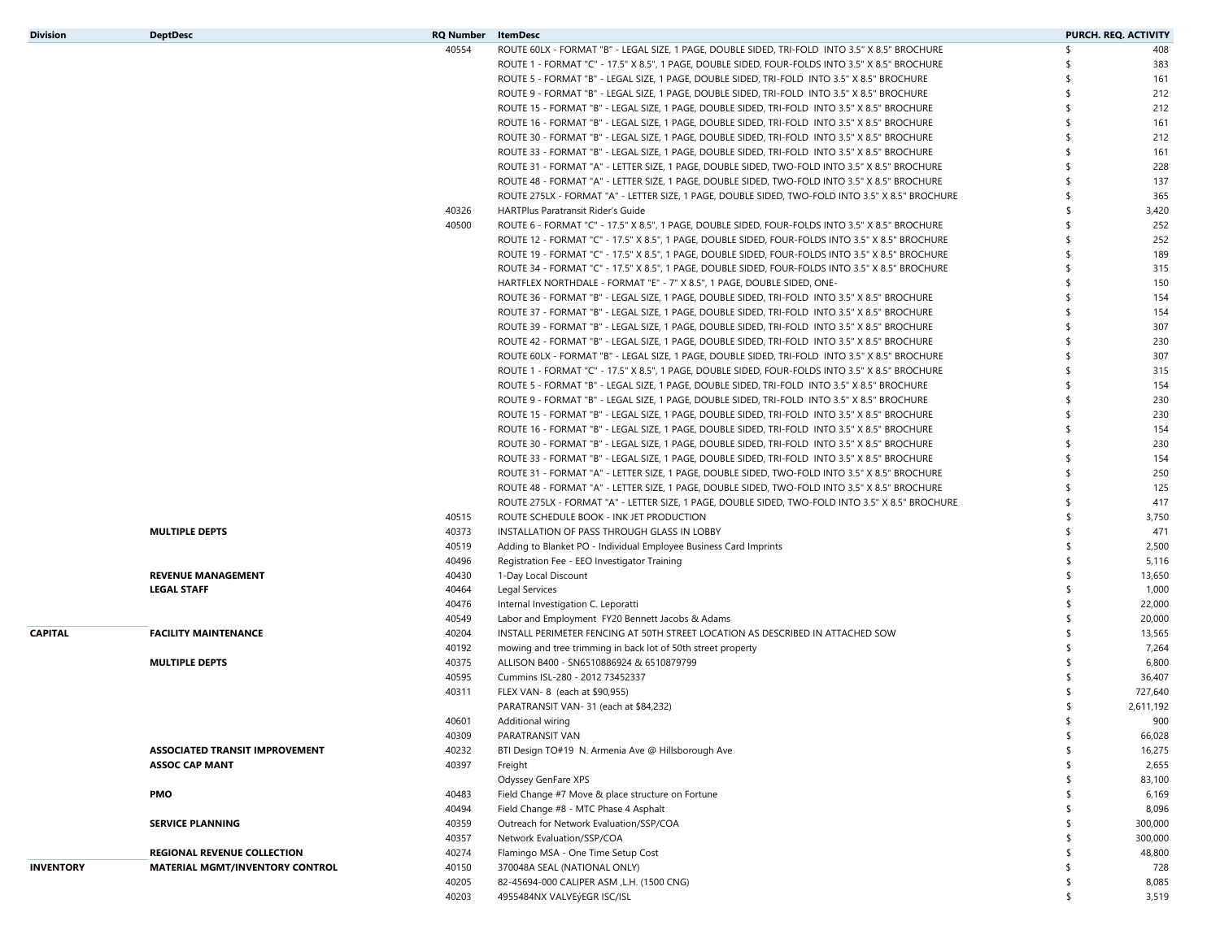| Division | DeptDesc | RQ Number | ItemDesc | PURCH. REQ. ACTIVITY |
|---|---|---|---|---|
| | | 40554 | ROUTE 60LX - FORMAT "B" - LEGAL SIZE, 1 PAGE, DOUBLE SIDED, TRI-FOLD INTO 3.5" X 8.5" BROCHURE | $ 408 |
| | | | ROUTE 1 - FORMAT "C" - 17.5" X 8.5", 1 PAGE, DOUBLE SIDED, FOUR-FOLDS INTO 3.5" X 8.5" BROCHURE | $ 383 |
| | | | ROUTE 5 - FORMAT "B" - LEGAL SIZE, 1 PAGE, DOUBLE SIDED, TRI-FOLD INTO 3.5" X 8.5" BROCHURE | $ 161 |
| | | | ROUTE 9 - FORMAT "B" - LEGAL SIZE, 1 PAGE, DOUBLE SIDED, TRI-FOLD INTO 3.5" X 8.5" BROCHURE | $ 212 |
| | | | ROUTE 15 - FORMAT "B" - LEGAL SIZE, 1 PAGE, DOUBLE SIDED, TRI-FOLD INTO 3.5" X 8.5" BROCHURE | $ 212 |
| | | | ROUTE 16 - FORMAT "B" - LEGAL SIZE, 1 PAGE, DOUBLE SIDED, TRI-FOLD INTO 3.5" X 8.5" BROCHURE | $ 161 |
| | | | ROUTE 30 - FORMAT "B" - LEGAL SIZE, 1 PAGE, DOUBLE SIDED, TRI-FOLD INTO 3.5" X 8.5" BROCHURE | $ 212 |
| | | | ROUTE 33 - FORMAT "B" - LEGAL SIZE, 1 PAGE, DOUBLE SIDED, TRI-FOLD INTO 3.5" X 8.5" BROCHURE | $ 161 |
| | | | ROUTE 31 - FORMAT "A" - LETTER SIZE, 1 PAGE, DOUBLE SIDED, TWO-FOLD INTO 3.5" X 8.5" BROCHURE | $ 228 |
| | | | ROUTE 48 - FORMAT "A" - LETTER SIZE, 1 PAGE, DOUBLE SIDED, TWO-FOLD INTO 3.5" X 8.5" BROCHURE | $ 137 |
| | | | ROUTE 275LX - FORMAT "A" - LETTER SIZE, 1 PAGE, DOUBLE SIDED, TWO-FOLD INTO 3.5" X 8.5" BROCHURE | $ 365 |
| | | 40326 | HARTPlus Paratransit Rider's Guide | $ 3,420 |
| | | 40500 | ROUTE 6 - FORMAT "C" - 17.5" X 8.5", 1 PAGE, DOUBLE SIDED, FOUR-FOLDS INTO 3.5" X 8.5" BROCHURE | $ 252 |
| | | | ROUTE 12 - FORMAT "C" - 17.5" X 8.5", 1 PAGE, DOUBLE SIDED, FOUR-FOLDS INTO 3.5" X 8.5" BROCHURE | $ 252 |
| | | | ROUTE 19 - FORMAT "C" - 17.5" X 8.5", 1 PAGE, DOUBLE SIDED, FOUR-FOLDS INTO 3.5" X 8.5" BROCHURE | $ 189 |
| | | | ROUTE 34 - FORMAT "C" - 17.5" X 8.5", 1 PAGE, DOUBLE SIDED, FOUR-FOLDS INTO 3.5" X 8.5" BROCHURE | $ 315 |
| | | | HARTFLEX NORTHDALE - FORMAT "E" - 7" X 8.5", 1 PAGE, DOUBLE SIDED, ONE- | $ 150 |
| | | | ROUTE 36 - FORMAT "B" - LEGAL SIZE, 1 PAGE, DOUBLE SIDED, TRI-FOLD INTO 3.5" X 8.5" BROCHURE | $ 154 |
| | | | ROUTE 37 - FORMAT "B" - LEGAL SIZE, 1 PAGE, DOUBLE SIDED, TRI-FOLD INTO 3.5" X 8.5" BROCHURE | $ 154 |
| | | | ROUTE 39 - FORMAT "B" - LEGAL SIZE, 1 PAGE, DOUBLE SIDED, TRI-FOLD INTO 3.5" X 8.5" BROCHURE | $ 307 |
| | | | ROUTE 42 - FORMAT "B" - LEGAL SIZE, 1 PAGE, DOUBLE SIDED, TRI-FOLD INTO 3.5" X 8.5" BROCHURE | $ 230 |
| | | | ROUTE 60LX - FORMAT "B" - LEGAL SIZE, 1 PAGE, DOUBLE SIDED, TRI-FOLD INTO 3.5" X 8.5" BROCHURE | $ 307 |
| | | | ROUTE 1 - FORMAT "C" - 17.5" X 8.5", 1 PAGE, DOUBLE SIDED, FOUR-FOLDS INTO 3.5" X 8.5" BROCHURE | $ 315 |
| | | | ROUTE 5 - FORMAT "B" - LEGAL SIZE, 1 PAGE, DOUBLE SIDED, TRI-FOLD INTO 3.5" X 8.5" BROCHURE | $ 154 |
| | | | ROUTE 9 - FORMAT "B" - LEGAL SIZE, 1 PAGE, DOUBLE SIDED, TRI-FOLD INTO 3.5" X 8.5" BROCHURE | $ 230 |
| | | | ROUTE 15 - FORMAT "B" - LEGAL SIZE, 1 PAGE, DOUBLE SIDED, TRI-FOLD INTO 3.5" X 8.5" BROCHURE | $ 230 |
| | | | ROUTE 16 - FORMAT "B" - LEGAL SIZE, 1 PAGE, DOUBLE SIDED, TRI-FOLD INTO 3.5" X 8.5" BROCHURE | $ 154 |
| | | | ROUTE 30 - FORMAT "B" - LEGAL SIZE, 1 PAGE, DOUBLE SIDED, TRI-FOLD INTO 3.5" X 8.5" BROCHURE | $ 230 |
| | | | ROUTE 33 - FORMAT "B" - LEGAL SIZE, 1 PAGE, DOUBLE SIDED, TRI-FOLD INTO 3.5" X 8.5" BROCHURE | $ 154 |
| | | | ROUTE 31 - FORMAT "A" - LETTER SIZE, 1 PAGE, DOUBLE SIDED, TWO-FOLD INTO 3.5" X 8.5" BROCHURE | $ 250 |
| | | | ROUTE 48 - FORMAT "A" - LETTER SIZE, 1 PAGE, DOUBLE SIDED, TWO-FOLD INTO 3.5" X 8.5" BROCHURE | $ 125 |
| | | | ROUTE 275LX - FORMAT "A" - LETTER SIZE, 1 PAGE, DOUBLE SIDED, TWO-FOLD INTO 3.5" X 8.5" BROCHURE | $ 417 |
| | | 40515 | ROUTE SCHEDULE BOOK - INK JET PRODUCTION | $ 3,750 |
| | **MULTIPLE DEPTS** | 40373 | INSTALLATION OF PASS THROUGH GLASS IN LOBBY | $ 471 |
| | | 40519 | Adding to Blanket PO - Individual Employee Business Card Imprints | $ 2,500 |
| | | 40496 | Registration Fee - EEO Investigator Training | $ 5,116 |
| | **REVENUE MANAGEMENT** | 40430 | 1-Day Local Discount | $ 13,650 |
| | **LEGAL STAFF** | 40464 | Legal Services | $ 1,000 |
| | | 40476 | Internal Investigation C. Leporatti | $ 22,000 |
| | | 40549 | Labor and Employment FY20 Bennett Jacobs & Adams | $ 20,000 |
| **CAPITAL** | **FACILITY MAINTENANCE** | 40204 | INSTALL PERIMETER FENCING AT 50TH STREET LOCATION AS DESCRIBED IN ATTACHED SOW | $ 13,565 |
| | | 40192 | mowing and tree trimming in back lot of 50th street property | $ 7,264 |
| | **MULTIPLE DEPTS** | 40375 | ALLISON B400 - SN6510886924 & 6510879799 | $ 6,800 |
| | | 40595 | Cummins ISL-280 - 2012 73452337 | $ 36,407 |
| | | 40311 | FLEX VAN- 8 (each at $90,955) | $ 727,640 |
| | | | PARATRANSIT VAN- 31 (each at $84,232) | $ 2,611,192 |
| | | 40601 | Additional wiring | $ 900 |
| | | 40309 | PARATRANSIT VAN | $ 66,028 |
| | **ASSOCIATED TRANSIT IMPROVEMENT** | 40232 | BTI Design TO#19 N. Armenia Ave @ Hillsborough Ave | $ 16,275 |
| | **ASSOC CAP MANT** | 40397 | Freight | $ 2,655 |
| | | | Odyssey GenFare XPS | $ 83,100 |
| | **PMO** | 40483 | Field Change #7 Move & place structure on Fortune | $ 6,169 |
| | | 40494 | Field Change #8 - MTC Phase 4 Asphalt | $ 8,096 |
| | **SERVICE PLANNING** | 40359 | Outreach for Network Evaluation/SSP/COA | $ 300,000 |
| | | 40357 | Network Evaluation/SSP/COA | $ 300,000 |
| | **REGIONAL REVENUE COLLECTION** | 40274 | Flamingo MSA - One Time Setup Cost | $ 48,800 |
| **INVENTORY** | **MATERIAL MGMT/INVENTORY CONTROL** | 40150 | 370048A SEAL (NATIONAL ONLY) | $ 728 |
| | | 40205 | 82-45694-000 CALIPER ASM ,L.H. (1500 CNG) | $ 8,085 |
| | | 40203 | 4955484NX VALVEÿEGR ISC/ISL | $ 3,519 |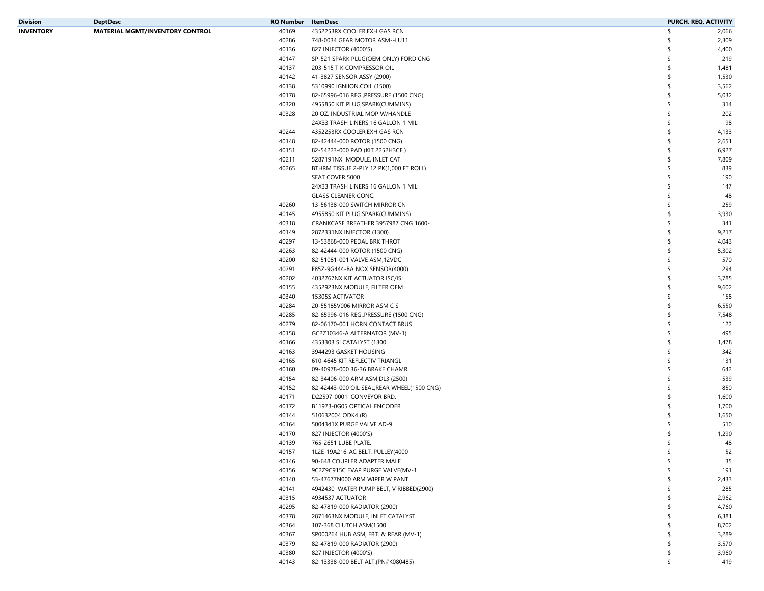| Division | DeptDesc | RQ Number | ItemDesc | PURCH. REQ. ACTIVITY |
|---|---|---|---|---|
| **INVENTORY** | **MATERIAL MGMT/INVENTORY CONTROL** | 40169 | 4352253RX COOLER,EXH GAS RCN | $ 2,066 |
| | | 40286 | 748-0034 GEAR MOTOR ASM--LU11 | $ 2,309 |
| | | 40136 | 827 INJECTOR (4000'S) | $ 4,400 |
| | | 40147 | SP-521 SPARK PLUG(OEM ONLY) FORD CNG | $ 219 |
| | | 40137 | 203-515 T K COMPRESSOR OIL | $ 1,481 |
| | | 40142 | 41-3827 SENSOR ASSY (2900) | $ 1,530 |
| | | 40138 | 5310990 IGNIION,COIL (1500) | $ 3,562 |
| | | 40178 | 82-65996-016 REG.,PRESSURE (1500 CNG) | $ 5,032 |
| | | 40320 | 4955850 KIT PLUG,SPARK(CUMMINS) | $ 314 |
| | | 40328 | 20 OZ. INDUSTRIAL MOP W/HANDLE | $ 202 |
| | | | 24X33 TRASH LINERS 16 GALLON 1 MIL | $ 98 |
| | | 40244 | 4352253RX COOLER,EXH GAS RCN | $ 4,133 |
| | | 40148 | 82-42444-000 ROTOR (1500 CNG) | $ 2,651 |
| | | 40151 | 82-54223-000 PAD (KIT 2252H3CE ) | $ 6,927 |
| | | 40211 | 5287191NX MODULE, INLET CAT. | $ 7,809 |
| | | 40265 | BTHRM TISSUE 2-PLY 12 PK(1,000 FT ROLL) | $ 839 |
| | | | SEAT COVER 5000 | $ 190 |
| | | | 24X33 TRASH LINERS 16 GALLON 1 MIL | $ 147 |
| | | | GLASS CLEANER CONC. | $ 48 |
| | | 40260 | 13-56138-000 SWITCH MIRROR CN | $ 259 |
| | | 40145 | 4955850 KIT PLUG,SPARK(CUMMINS) | $ 3,930 |
| | | 40318 | CRANKCASE BREATHER 3957987 CNG 1600- | $ 341 |
| | | 40149 | 2872331NX INJECTOR (1300) | $ 9,217 |
| | | 40297 | 13-53868-000 PEDAL BRK THROT | $ 4,043 |
| | | 40263 | 82-42444-000 ROTOR (1500 CNG) | $ 5,302 |
| | | 40200 | 82-51081-001 VALVE ASM,12VDC | $ 570 |
| | | 40291 | F85Z-9G444-BA NOX SENSOR(4000) | $ 294 |
| | | 40202 | 4032767NX KIT ACTUATOR ISC/ISL | $ 3,785 |
| | | 40155 | 4352923NX MODULE, FILTER OEM | $ 9,602 |
| | | 40340 | 15305S ACTIVATOR | $ 158 |
| | | 40284 | 20-55185V006 MIRROR ASM C S | $ 6,550 |
| | | 40285 | 82-65996-016 REG.,PRESSURE (1500 CNG) | $ 7,548 |
| | | 40279 | 82-06170-001 HORN CONTACT BRUS | $ 122 |
| | | 40158 | GC2Z10346-A ALTERNATOR (MV-1) | $ 495 |
| | | 40166 | 4353303 SI CATALYST (1300 | $ 1,478 |
| | | 40163 | 3944293 GASKET HOUSING | $ 342 |
| | | 40165 | 610-4645 KIT REFLECTIV TRIANGL | $ 131 |
| | | 40160 | 09-40978-000 36-36 BRAKE CHAMR | $ 642 |
| | | 40154 | 82-34406-000 ARM ASM,DL3 (2500) | $ 539 |
| | | 40152 | 82-42443-000 OIL SEAL,REAR WHEEL(1500 CNG) | $ 850 |
| | | 40171 | D22597-0001 CONVEYOR BRD. | $ 1,600 |
| | | 40172 | B11973-0G05 OPTICAL ENCODER | $ 1,700 |
| | | 40144 | 510632004 ODK4 (R) | $ 1,650 |
| | | 40164 | 5004341X PURGE VALVE AD-9 | $ 510 |
| | | 40170 | 827 INJECTOR (4000'S) | $ 1,290 |
| | | 40139 | 765-2651 LUBE PLATE. | $ 48 |
| | | 40157 | 1L2E-19A216-AC BELT, PULLEY(4000 | $ 52 |
| | | 40146 | 90-648 COUPLER ADAPTER MALE | $ 35 |
| | | 40156 | 9C2Z9C915C EVAP PURGE VALVE(MV-1 | $ 191 |
| | | 40140 | 53-47677N000 ARM WIPER W PANT | $ 2,433 |
| | | 40141 | 4942430 WATER PUMP BELT, V RIBBED(2900) | $ 285 |
| | | 40315 | 4934537 ACTUATOR | $ 2,962 |
| | | 40295 | 82-47819-000 RADIATOR (2900) | $ 4,760 |
| | | 40378 | 2871463NX MODULE, INLET CATALYST | $ 6,381 |
| | | 40364 | 107-368 CLUTCH ASM(1500 | $ 8,702 |
| | | 40367 | SP000264 HUB ASM, FRT. & REAR (MV-1) | $ 3,289 |
| | | 40379 | 82-47819-000 RADIATOR (2900) | $ 3,570 |
| | | 40380 | 827 INJECTOR (4000'S) | $ 3,960 |
| | | 40143 | 82-13338-000 BELT ALT.(PN#K080485) | $ 419 |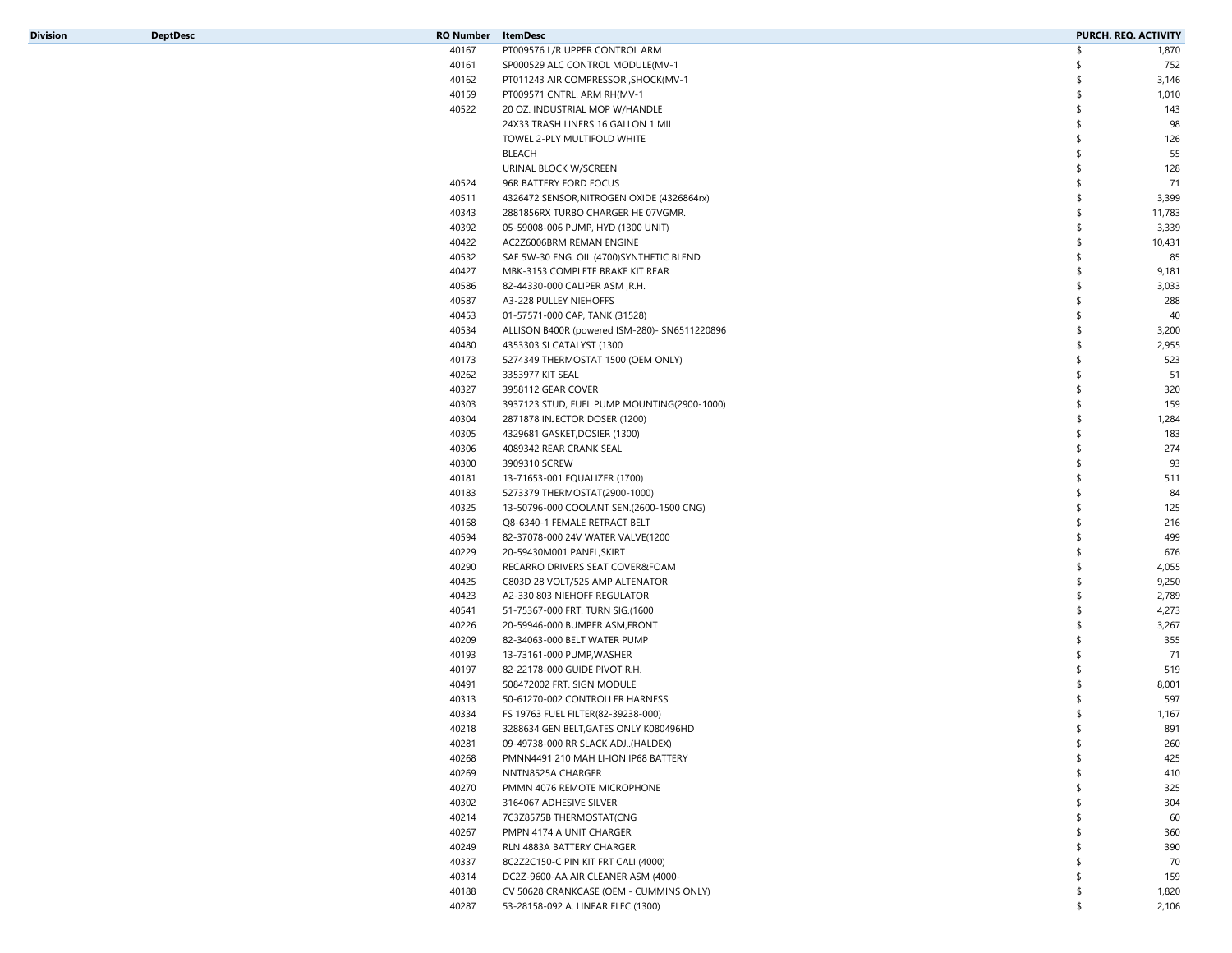| Division | DeptDesc | RQ Number | ItemDesc | PURCH. REQ. ACTIVITY |
|---|---|---|---|---|
| | | 40167 | PT009576 L/R UPPER CONTROL ARM | $ 1,870 |
| | | 40161 | SP000529 ALC CONTROL MODULE(MV-1 | $ 752 |
| | | 40162 | PT011243 AIR COMPRESSOR ,SHOCK(MV-1 | $ 3,146 |
| | | 40159 | PT009571 CNTRL. ARM RH(MV-1 | $ 1,010 |
| | | 40522 | 20 OZ. INDUSTRIAL MOP W/HANDLE | $ 143 |
| | | | 24X33 TRASH LINERS 16 GALLON 1 MIL | $ 98 |
| | | | TOWEL 2-PLY MULTIFOLD WHITE | $ 126 |
| | | | BLEACH | $ 55 |
| | | | URINAL BLOCK W/SCREEN | $ 128 |
| | | 40524 | 96R BATTERY FORD FOCUS | $ 71 |
| | | 40511 | 4326472 SENSOR,NITROGEN OXIDE (4326864rx) | $ 3,399 |
| | | 40343 | 2881856RX TURBO CHARGER HE 07VGMR. | $ 11,783 |
| | | 40392 | 05-59008-006 PUMP, HYD (1300 UNIT) | $ 3,339 |
| | | 40422 | AC2Z6006BRM REMAN ENGINE | $ 10,431 |
| | | 40532 | SAE 5W-30 ENG. OIL (4700)SYNTHETIC BLEND | $ 85 |
| | | 40427 | MBK-3153 COMPLETE BRAKE KIT REAR | $ 9,181 |
| | | 40586 | 82-44330-000 CALIPER ASM ,R.H. | $ 3,033 |
| | | 40587 | A3-228 PULLEY NIEHOFFS | $ 288 |
| | | 40453 | 01-57571-000 CAP, TANK (31528) | $ 40 |
| | | 40534 | ALLISON B400R (powered ISM-280)- SN6511220896 | $ 3,200 |
| | | 40480 | 4353303 SI CATALYST (1300 | $ 2,955 |
| | | 40173 | 5274349 THERMOSTAT 1500 (OEM ONLY) | $ 523 |
| | | 40262 | 3353977 KIT SEAL | $ 51 |
| | | 40327 | 3958112 GEAR COVER | $ 320 |
| | | 40303 | 3937123 STUD, FUEL PUMP MOUNTING(2900-1000) | $ 159 |
| | | 40304 | 2871878 INJECTOR DOSER (1200) | $ 1,284 |
| | | 40305 | 4329681 GASKET,DOSIER (1300) | $ 183 |
| | | 40306 | 4089342 REAR CRANK SEAL | $ 274 |
| | | 40300 | 3909310 SCREW | $ 93 |
| | | 40181 | 13-71653-001 EQUALIZER (1700) | $ 511 |
| | | 40183 | 5273379 THERMOSTAT(2900-1000) | $ 84 |
| | | 40325 | 13-50796-000 COOLANT SEN.(2600-1500 CNG) | $ 125 |
| | | 40168 | Q8-6340-1 FEMALE RETRACT BELT | $ 216 |
| | | 40594 | 82-37078-000 24V WATER VALVE(1200 | $ 499 |
| | | 40229 | 20-59430M001 PANEL,SKIRT | $ 676 |
| | | 40290 | RECARRO DRIVERS SEAT COVER&FOAM | $ 4,055 |
| | | 40425 | C803D 28 VOLT/525 AMP ALTENATOR | $ 9,250 |
| | | 40423 | A2-330 803 NIEHOFF REGULATOR | $ 2,789 |
| | | 40541 | 51-75367-000 FRT. TURN SIG.(1600 | $ 4,273 |
| | | 40226 | 20-59946-000 BUMPER ASM,FRONT | $ 3,267 |
| | | 40209 | 82-34063-000 BELT WATER PUMP | $ 355 |
| | | 40193 | 13-73161-000 PUMP,WASHER | $ 71 |
| | | 40197 | 82-22178-000 GUIDE PIVOT R.H. | $ 519 |
| | | 40491 | 508472002 FRT. SIGN MODULE | $ 8,001 |
| | | 40313 | 50-61270-002 CONTROLLER HARNESS | $ 597 |
| | | 40334 | FS 19763 FUEL FILTER(82-39238-000) | $ 1,167 |
| | | 40218 | 3288634 GEN BELT,GATES ONLY K080496HD | $ 891 |
| | | 40281 | 09-49738-000 RR SLACK ADJ..(HALDEX) | $ 260 |
| | | 40268 | PMNN4491 210 MAH LI-ION IP68 BATTERY | $ 425 |
| | | 40269 | NNTN8525A CHARGER | $ 410 |
| | | 40270 | PMMN 4076 REMOTE MICROPHONE | $ 325 |
| | | 40302 | 3164067 ADHESIVE SILVER | $ 304 |
| | | 40214 | 7C3Z8575B THERMOSTAT(CNG | $ 60 |
| | | 40267 | PMPN 4174 A UNIT CHARGER | $ 360 |
| | | 40249 | RLN 4883A BATTERY CHARGER | $ 390 |
| | | 40337 | 8C2Z2C150-C PIN KIT FRT CALI (4000) | $ 70 |
| | | 40314 | DC2Z-9600-AA AIR CLEANER ASM (4000- | $ 159 |
| | | 40188 | CV 50628 CRANKCASE (OEM - CUMMINS ONLY) | $ 1,820 |
| | | 40287 | 53-28158-092 A. LINEAR ELEC (1300) | $ 2,106 |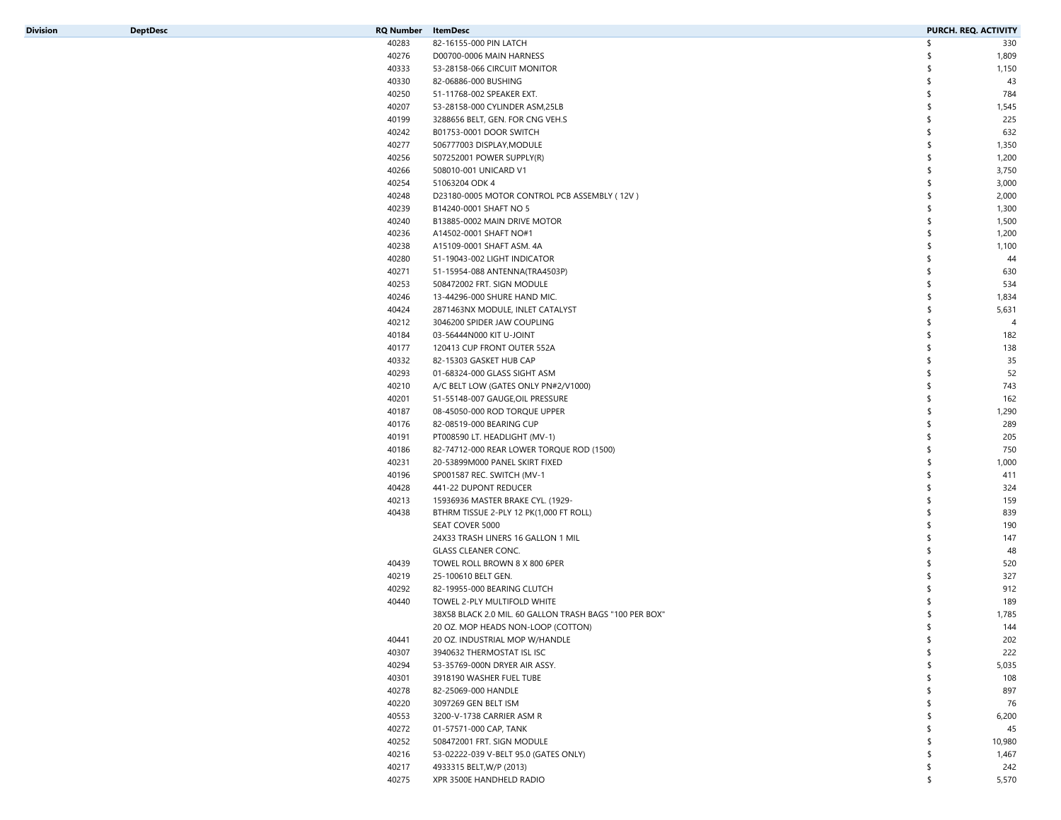| Division | DeptDesc | RQ Number | ItemDesc | PURCH. REQ. ACTIVITY |
|---|---|---|---|---|
| | | 40283 | 82-16155-000 PIN LATCH | $ 330 |
| | | 40276 | D00700-0006 MAIN HARNESS | $ 1,809 |
| | | 40333 | 53-28158-066 CIRCUIT MONITOR | $ 1,150 |
| | | 40330 | 82-06886-000 BUSHING | $ 43 |
| | | 40250 | 51-11768-002 SPEAKER EXT. | $ 784 |
| | | 40207 | 53-28158-000 CYLINDER ASM,25LB | $ 1,545 |
| | | 40199 | 3288656 BELT, GEN. FOR CNG VEH.S | $ 225 |
| | | 40242 | B01753-0001 DOOR SWITCH | $ 632 |
| | | 40277 | 506777003 DISPLAY,MODULE | $ 1,350 |
| | | 40256 | 507252001 POWER SUPPLY(R) | $ 1,200 |
| | | 40266 | 508010-001 UNICARD V1 | $ 3,750 |
| | | 40254 | 51063204 ODK 4 | $ 3,000 |
| | | 40248 | D23180-0005 MOTOR CONTROL PCB ASSEMBLY ( 12V ) | $ 2,000 |
| | | 40239 | B14240-0001 SHAFT NO 5 | $ 1,300 |
| | | 40240 | B13885-0002 MAIN DRIVE MOTOR | $ 1,500 |
| | | 40236 | A14502-0001 SHAFT NO#1 | $ 1,200 |
| | | 40238 | A15109-0001 SHAFT ASM. 4A | $ 1,100 |
| | | 40280 | 51-19043-002 LIGHT INDICATOR | $ 44 |
| | | 40271 | 51-15954-088 ANTENNA(TRA4503P) | $ 630 |
| | | 40253 | 508472002 FRT. SIGN MODULE | $ 534 |
| | | 40246 | 13-44296-000 SHURE HAND MIC. | $ 1,834 |
| | | 40424 | 2871463NX MODULE, INLET CATALYST | $ 5,631 |
| | | 40212 | 3046200 SPIDER JAW COUPLING | $ 4 |
| | | 40184 | 03-56444N000 KIT U-JOINT | $ 182 |
| | | 40177 | 120413 CUP FRONT OUTER 552A | $ 138 |
| | | 40332 | 82-15303 GASKET HUB CAP | $ 35 |
| | | 40293 | 01-68324-000 GLASS SIGHT ASM | $ 52 |
| | | 40210 | A/C BELT LOW (GATES ONLY PN#2/V1000) | $ 743 |
| | | 40201 | 51-55148-007 GAUGE,OIL PRESSURE | $ 162 |
| | | 40187 | 08-45050-000 ROD TORQUE UPPER | $ 1,290 |
| | | 40176 | 82-08519-000 BEARING CUP | $ 289 |
| | | 40191 | PT008590 LT. HEADLIGHT (MV-1) | $ 205 |
| | | 40186 | 82-74712-000 REAR LOWER TORQUE ROD (1500) | $ 750 |
| | | 40231 | 20-53899M000 PANEL SKIRT FIXED | $ 1,000 |
| | | 40196 | SP001587 REC. SWITCH (MV-1 | $ 411 |
| | | 40428 | 441-22 DUPONT REDUCER | $ 324 |
| | | 40213 | 15936936 MASTER BRAKE CYL. (1929- | $ 159 |
| | | 40438 | BTHRM TISSUE 2-PLY 12 PK(1,000 FT ROLL) | $ 839 |
| | | | SEAT COVER 5000 | $ 190 |
| | | | 24X33 TRASH LINERS 16 GALLON 1 MIL | $ 147 |
| | | | GLASS CLEANER CONC. | $ 48 |
| | | 40439 | TOWEL ROLL BROWN 8 X 800 6PER | $ 520 |
| | | 40219 | 25-100610 BELT GEN. | $ 327 |
| | | 40292 | 82-19955-000 BEARING CLUTCH | $ 912 |
| | | 40440 | TOWEL 2-PLY MULTIFOLD WHITE | $ 189 |
| | | | 38X58 BLACK 2.0 MIL. 60 GALLON TRASH BAGS "100 PER BOX" | $ 1,785 |
| | | | 20 OZ. MOP HEADS NON-LOOP (COTTON) | $ 144 |
| | | 40441 | 20 OZ. INDUSTRIAL MOP W/HANDLE | $ 202 |
| | | 40307 | 3940632 THERMOSTAT ISL ISC | $ 222 |
| | | 40294 | 53-35769-000N DRYER AIR ASSY. | $ 5,035 |
| | | 40301 | 3918190 WASHER FUEL TUBE | $ 108 |
| | | 40278 | 82-25069-000 HANDLE | $ 897 |
| | | 40220 | 3097269 GEN BELT ISM | $ 76 |
| | | 40553 | 3200-V-1738 CARRIER ASM R | $ 6,200 |
| | | 40272 | 01-57571-000 CAP, TANK | $ 45 |
| | | 40252 | 508472001 FRT. SIGN MODULE | $ 10,980 |
| | | 40216 | 53-02222-039 V-BELT 95.0 (GATES ONLY) | $ 1,467 |
| | | 40217 | 4933315 BELT,W/P (2013) | $ 242 |
| | | 40275 | XPR 3500E HANDHELD RADIO | $ 5,570 |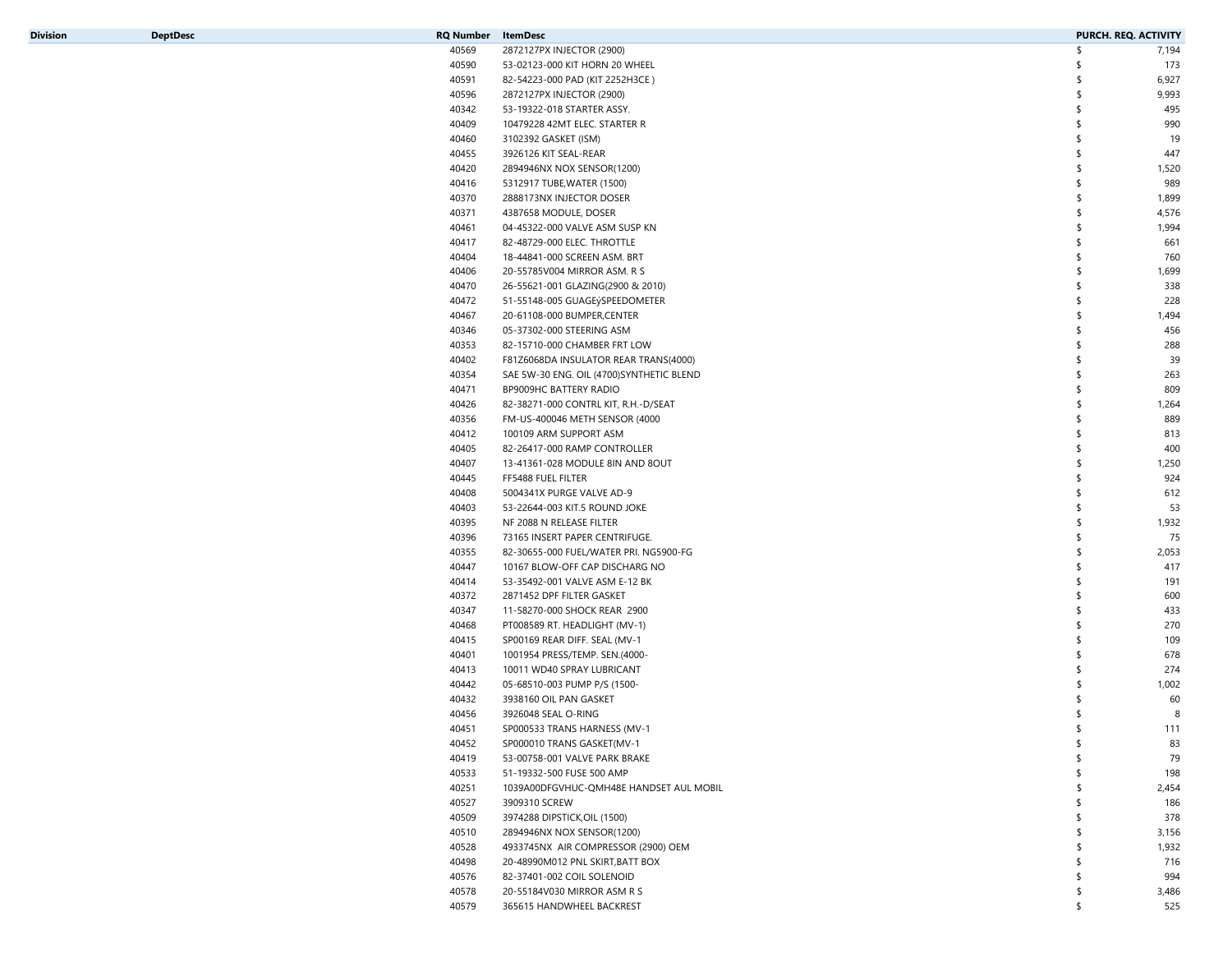| Division | DeptDesc | RQ Number | ItemDesc | PURCH. REQ. ACTIVITY |
|---|---|---|---|---|
| | | 40569 | 2872127PX INJECTOR (2900) | $ 7,194 |
| | | 40590 | 53-02123-000 KIT HORN 20 WHEEL | $ 173 |
| | | 40591 | 82-54223-000 PAD (KIT 2252H3CE ) | $ 6,927 |
| | | 40596 | 2872127PX INJECTOR (2900) | $ 9,993 |
| | | 40342 | 53-19322-018 STARTER ASSY. | $ 495 |
| | | 40409 | 10479228 42MT ELEC. STARTER R | $ 990 |
| | | 40460 | 3102392 GASKET (ISM) | $ 19 |
| | | 40455 | 3926126 KIT SEAL-REAR | $ 447 |
| | | 40420 | 2894946NX NOX SENSOR(1200) | $ 1,520 |
| | | 40416 | 5312917 TUBE,WATER (1500) | $ 989 |
| | | 40370 | 2888173NX INJECTOR DOSER | $ 1,899 |
| | | 40371 | 4387658 MODULE, DOSER | $ 4,576 |
| | | 40461 | 04-45322-000 VALVE ASM SUSP KN | $ 1,994 |
| | | 40417 | 82-48729-000 ELEC. THROTTLE | $ 661 |
| | | 40404 | 18-44841-000 SCREEN ASM. BRT | $ 760 |
| | | 40406 | 20-55785V004 MIRROR ASM. R S | $ 1,699 |
| | | 40470 | 26-55621-001 GLAZING(2900 & 2010) | $ 338 |
| | | 40472 | 51-55148-005 GUAGEýSPEEDOMETER | $ 228 |
| | | 40467 | 20-61108-000 BUMPER,CENTER | $ 1,494 |
| | | 40346 | 05-37302-000 STEERING ASM | $ 456 |
| | | 40353 | 82-15710-000 CHAMBER FRT LOW | $ 288 |
| | | 40402 | F81Z6068DA INSULATOR REAR TRANS(4000) | $ 39 |
| | | 40354 | SAE 5W-30 ENG. OIL (4700)SYNTHETIC BLEND | $ 263 |
| | | 40471 | BP9009HC BATTERY RADIO | $ 809 |
| | | 40426 | 82-38271-000 CONTRL KIT, R.H.-D/SEAT | $ 1,264 |
| | | 40356 | FM-US-400046 METH SENSOR (4000 | $ 889 |
| | | 40412 | 100109 ARM SUPPORT ASM | $ 813 |
| | | 40405 | 82-26417-000 RAMP CONTROLLER | $ 400 |
| | | 40407 | 13-41361-028 MODULE 8IN AND 8OUT | $ 1,250 |
| | | 40445 | FF5488 FUEL FILTER | $ 924 |
| | | 40408 | 5004341X PURGE VALVE AD-9 | $ 612 |
| | | 40403 | 53-22644-003 KIT.5 ROUND JOKE | $ 53 |
| | | 40395 | NF 2088 N RELEASE FILTER | $ 1,932 |
| | | 40396 | 73165 INSERT PAPER CENTRIFUGE. | $ 75 |
| | | 40355 | 82-30655-000 FUEL/WATER PRI. NG5900-FG | $ 2,053 |
| | | 40447 | 10167 BLOW-OFF CAP DISCHARG NO | $ 417 |
| | | 40414 | 53-35492-001 VALVE ASM E-12 BK | $ 191 |
| | | 40372 | 2871452 DPF FILTER GASKET | $ 600 |
| | | 40347 | 11-58270-000 SHOCK REAR 2900 | $ 433 |
| | | 40468 | PT008589 RT. HEADLIGHT (MV-1) | $ 270 |
| | | 40415 | SP00169 REAR DIFF. SEAL (MV-1 | $ 109 |
| | | 40401 | 1001954 PRESS/TEMP. SEN.(4000- | $ 678 |
| | | 40413 | 10011 WD40 SPRAY LUBRICANT | $ 274 |
| | | 40442 | 05-68510-003 PUMP P/S (1500- | $ 1,002 |
| | | 40432 | 3938160 OIL PAN GASKET | $ 60 |
| | | 40456 | 3926048 SEAL O-RING | $ 8 |
| | | 40451 | SP000533 TRANS HARNESS (MV-1 | $ 111 |
| | | 40452 | SP000010 TRANS GASKET(MV-1 | $ 83 |
| | | 40419 | 53-00758-001 VALVE PARK BRAKE | $ 79 |
| | | 40533 | 51-19332-500 FUSE 500 AMP | $ 198 |
| | | 40251 | 1039A00DFGVHUC-QMH48E HANDSET AUL MOBIL | $ 2,454 |
| | | 40527 | 3909310 SCREW | $ 186 |
| | | 40509 | 3974288 DIPSTICK,OIL (1500) | $ 378 |
| | | 40510 | 2894946NX NOX SENSOR(1200) | $ 3,156 |
| | | 40528 | 4933745NX AIR COMPRESSOR (2900) OEM | $ 1,932 |
| | | 40498 | 20-48990M012 PNL SKIRT,BATT BOX | $ 716 |
| | | 40576 | 82-37401-002 COIL SOLENOID | $ 994 |
| | | 40578 | 20-55184V030 MIRROR ASM R S | $ 3,486 |
| | | 40579 | 365615 HANDWHEEL BACKREST | $ 525 |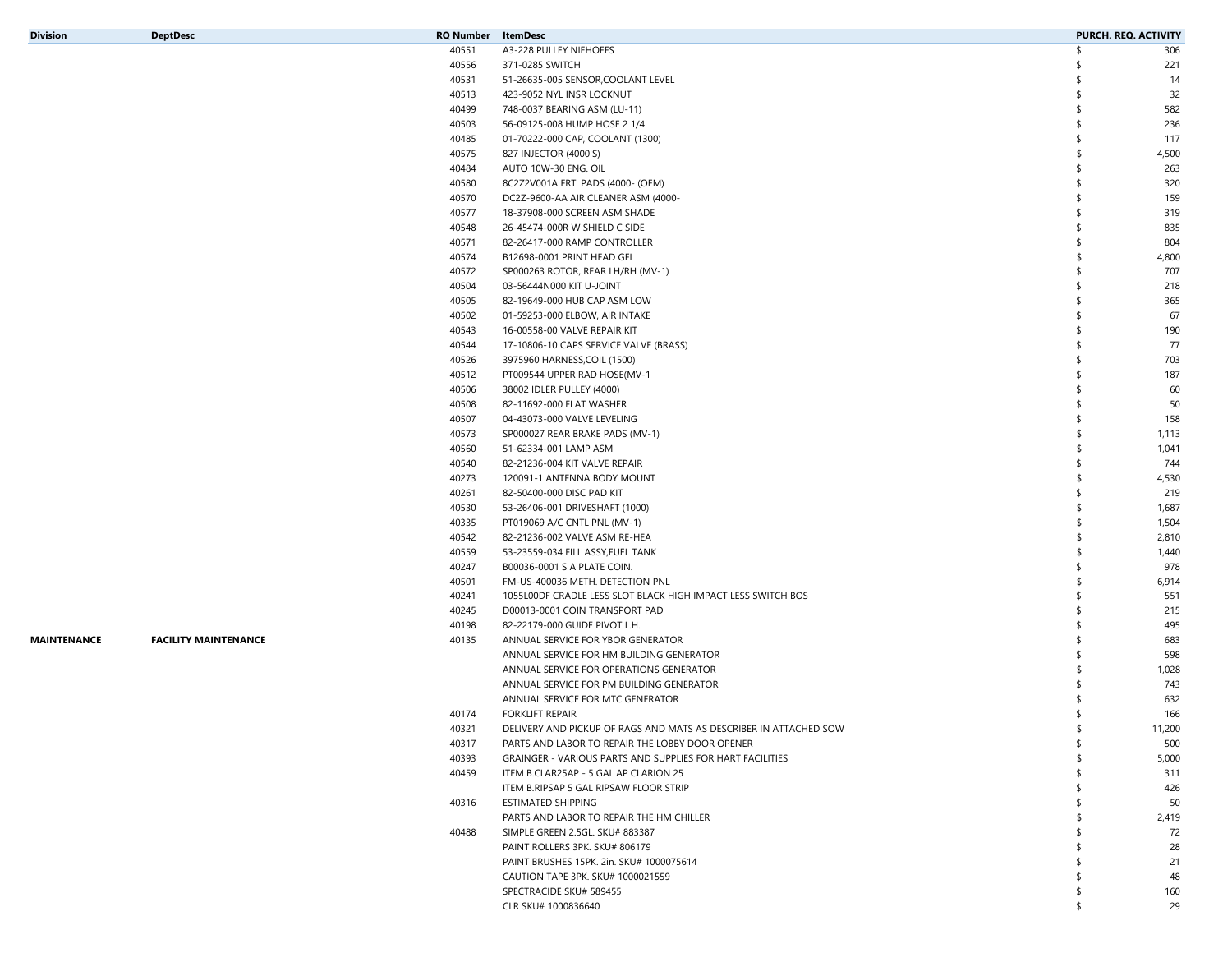| Division | DeptDesc | RQ Number | ItemDesc | PURCH. REQ. ACTIVITY |
|---|---|---|---|---|
| | | 40551 | A3-228 PULLEY NIEHOFFS | $ 306 |
| | | 40556 | 371-0285 SWITCH | $ 221 |
| | | 40531 | 51-26635-005 SENSOR,COOLANT LEVEL | $ 14 |
| | | 40513 | 423-9052 NYL INSR LOCKNUT | $ 32 |
| | | 40499 | 748-0037 BEARING ASM (LU-11) | $ 582 |
| | | 40503 | 56-09125-008 HUMP HOSE 2 1/4 | $ 236 |
| | | 40485 | 01-70222-000 CAP, COOLANT (1300) | $ 117 |
| | | 40575 | 827 INJECTOR (4000'S) | $ 4,500 |
| | | 40484 | AUTO 10W-30 ENG. OIL | $ 263 |
| | | 40580 | 8C2Z2V001A FRT. PADS (4000- (OEM) | $ 320 |
| | | 40570 | DC2Z-9600-AA AIR CLEANER ASM (4000- | $ 159 |
| | | 40577 | 18-37908-000 SCREEN ASM SHADE | $ 319 |
| | | 40548 | 26-45474-000R W SHIELD C SIDE | $ 835 |
| | | 40571 | 82-26417-000 RAMP CONTROLLER | $ 804 |
| | | 40574 | B12698-0001 PRINT HEAD GFI | $ 4,800 |
| | | 40572 | SP000263 ROTOR, REAR LH/RH (MV-1) | $ 707 |
| | | 40504 | 03-56444N000 KIT U-JOINT | $ 218 |
| | | 40505 | 82-19649-000 HUB CAP ASM LOW | $ 365 |
| | | 40502 | 01-59253-000 ELBOW, AIR INTAKE | $ 67 |
| | | 40543 | 16-00558-00 VALVE REPAIR KIT | $ 190 |
| | | 40544 | 17-10806-10 CAPS SERVICE VALVE (BRASS) | $ 77 |
| | | 40526 | 3975960 HARNESS,COIL (1500) | $ 703 |
| | | 40512 | PT009544 UPPER RAD HOSE(MV-1 | $ 187 |
| | | 40506 | 38002 IDLER PULLEY (4000) | $ 60 |
| | | 40508 | 82-11692-000 FLAT WASHER | $ 50 |
| | | 40507 | 04-43073-000 VALVE LEVELING | $ 158 |
| | | 40573 | SP000027 REAR BRAKE PADS (MV-1) | $ 1,113 |
| | | 40560 | 51-62334-001 LAMP ASM | $ 1,041 |
| | | 40540 | 82-21236-004 KIT VALVE REPAIR | $ 744 |
| | | 40273 | 120091-1 ANTENNA BODY MOUNT | $ 4,530 |
| | | 40261 | 82-50400-000 DISC PAD KIT | $ 219 |
| | | 40530 | 53-26406-001 DRIVESHAFT (1000) | $ 1,687 |
| | | 40335 | PT019069 A/C CNTL PNL (MV-1) | $ 1,504 |
| | | 40542 | 82-21236-002 VALVE ASM RE-HEA | $ 2,810 |
| | | 40559 | 53-23559-034 FILL ASSY,FUEL TANK | $ 1,440 |
| | | 40247 | B00036-0001 S A PLATE COIN. | $ 978 |
| | | 40501 | FM-US-400036 METH. DETECTION PNL | $ 6,914 |
| | | 40241 | 1055L00DF CRADLE LESS SLOT BLACK HIGH IMPACT LESS SWITCH BOS | $ 551 |
| | | 40245 | D00013-0001 COIN TRANSPORT PAD | $ 215 |
| | | 40198 | 82-22179-000 GUIDE PIVOT L.H. | $ 495 |
| **MAINTENANCE** | **FACILITY MAINTENANCE** | 40135 | ANNUAL SERVICE FOR YBOR GENERATOR | $ 683 |
| | | | ANNUAL SERVICE FOR HM BUILDING GENERATOR | $ 598 |
| | | | ANNUAL SERVICE FOR OPERATIONS GENERATOR | $ 1,028 |
| | | | ANNUAL SERVICE FOR PM BUILDING GENERATOR | $ 743 |
| | | | ANNUAL SERVICE FOR MTC GENERATOR | $ 632 |
| | | 40174 | FORKLIFT REPAIR | $ 166 |
| | | 40321 | DELIVERY AND PICKUP OF RAGS AND MATS AS DESCRIBER IN ATTACHED SOW | $ 11,200 |
| | | 40317 | PARTS AND LABOR TO REPAIR THE LOBBY DOOR OPENER | $ 500 |
| | | 40393 | GRAINGER - VARIOUS PARTS AND SUPPLIES FOR HART FACILITIES | $ 5,000 |
| | | 40459 | ITEM B.CLAR25AP - 5 GAL AP CLARION 25 | $ 311 |
| | | | ITEM B.RIPSAP 5 GAL RIPSAW FLOOR STRIP | $ 426 |
| | | 40316 | ESTIMATED SHIPPING | $ 50 |
| | | | PARTS AND LABOR TO REPAIR THE HM CHILLER | $ 2,419 |
| | | 40488 | SIMPLE GREEN 2.5GL. SKU# 883387 | $ 72 |
| | | | PAINT ROLLERS 3PK. SKU# 806179 | $ 28 |
| | | | PAINT BRUSHES 15PK. 2in. SKU# 1000075614 | $ 21 |
| | | | CAUTION TAPE 3PK. SKU# 1000021559 | $ 48 |
| | | | SPECTRACIDE SKU# 589455 | $ 160 |
| | | | CLR SKU# 1000836640 | $ 29 |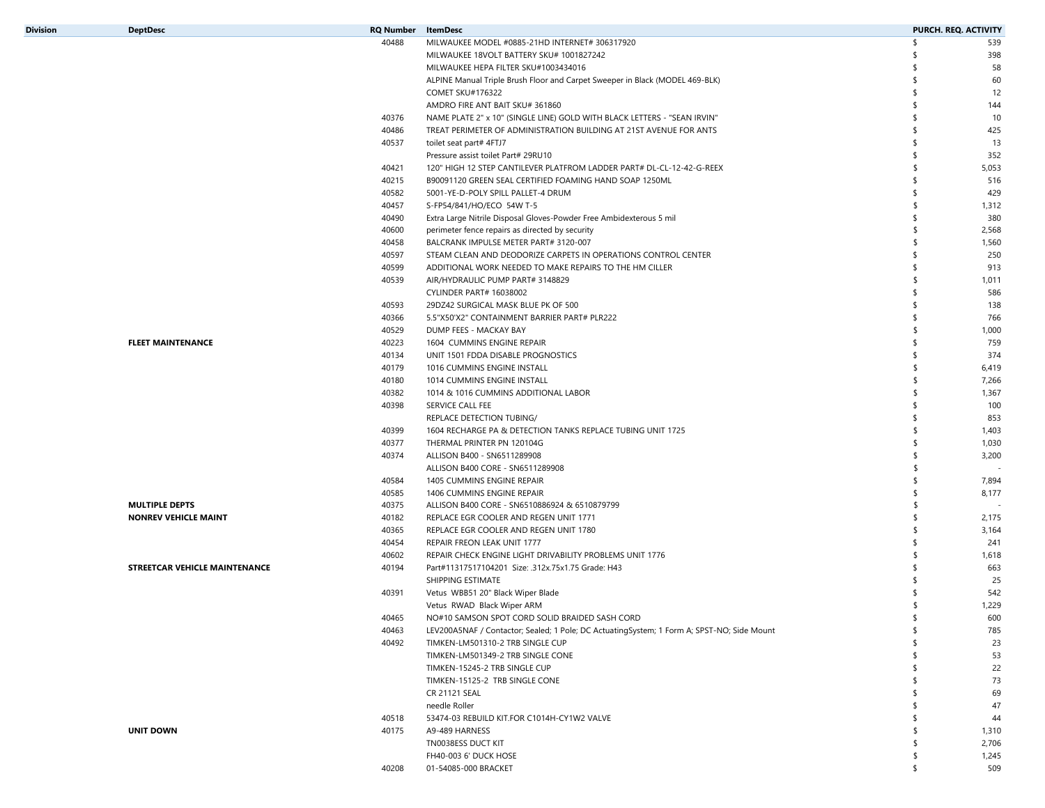| Division | DeptDesc | RQ Number | ItemDesc | PURCH. REQ. ACTIVITY |
|---|---|---|---|---|
| | | 40488 | MILWAUKEE MODEL #0885-21HD INTERNET# 306317920 | $ 539 |
| | | | MILWAUKEE 18VOLT BATTERY SKU# 1001827242 | $ 398 |
| | | | MILWAUKEE HEPA FILTER SKU#1003434016 | $ 58 |
| | | | ALPINE Manual Triple Brush Floor and Carpet Sweeper in Black (MODEL 469-BLK) | $ 60 |
| | | | COMET SKU#176322 | $ 12 |
| | | | AMDRO FIRE ANT BAIT SKU# 361860 | $ 144 |
| | | 40376 | NAME PLATE 2" x 10" (SINGLE LINE) GOLD WITH BLACK LETTERS - "SEAN IRVIN" | $ 10 |
| | | 40486 | TREAT PERIMETER OF ADMINISTRATION BUILDING AT 21ST AVENUE FOR ANTS | $ 425 |
| | | 40537 | toilet seat part# 4FTJ7 | $ 13 |
| | | | Pressure assist toilet Part# 29RU10 | $ 352 |
| | | 40421 | 120" HIGH 12 STEP CANTILEVER PLATFROM LADDER PART# DL-CL-12-42-G-REEX | $ 5,053 |
| | | 40215 | B90091120 GREEN SEAL CERTIFIED FOAMING HAND SOAP 1250ML | $ 516 |
| | | 40582 | 5001-YE-D-POLY SPILL PALLET-4 DRUM | $ 429 |
| | | 40457 | S-FP54/841/HO/ECO 54W T-5 | $ 1,312 |
| | | 40490 | Extra Large Nitrile Disposal Gloves-Powder Free Ambidexterous 5 mil | $ 380 |
| | | 40600 | perimeter fence repairs as directed by security | $ 2,568 |
| | | 40458 | BALCRANK IMPULSE METER PART# 3120-007 | $ 1,560 |
| | | 40597 | STEAM CLEAN AND DEODORIZE CARPETS IN OPERATIONS CONTROL CENTER | $ 250 |
| | | 40599 | ADDITIONAL WORK NEEDED TO MAKE REPAIRS TO THE HM CILLER | $ 913 |
| | | 40539 | AIR/HYDRAULIC PUMP PART# 3148829 | $ 1,011 |
| | | | CYLINDER PART# 16038002 | $ 586 |
| | | 40593 | 29DZ42 SURGICAL MASK BLUE PK OF 500 | $ 138 |
| | | 40366 | 5.5"X50'X2" CONTAINMENT BARRIER PART# PLR222 | $ 766 |
| | | 40529 | DUMP FEES - MACKAY BAY | $ 1,000 |
| | **FLEET MAINTENANCE** | 40223 | 1604 CUMMINS ENGINE REPAIR | $ 759 |
| | | 40134 | UNIT 1501 FDDA DISABLE PROGNOSTICS | $ 374 |
| | | 40179 | 1016 CUMMINS ENGINE INSTALL | $ 6,419 |
| | | 40180 | 1014 CUMMINS ENGINE INSTALL | $ 7,266 |
| | | 40382 | 1014 & 1016 CUMMINS ADDITIONAL LABOR | $ 1,367 |
| | | 40398 | SERVICE CALL FEE | $ 100 |
| | | | REPLACE DETECTION TUBING/ | $ 853 |
| | | 40399 | 1604 RECHARGE PA & DETECTION TANKS REPLACE TUBING UNIT 1725 | $ 1,403 |
| | | 40377 | THERMAL PRINTER PN 120104G | $ 1,030 |
| | | 40374 | ALLISON B400 - SN6511289908 | $ 3,200 |
| | | | ALLISON B400 CORE - SN6511289908 | $ - |
| | | 40584 | 1405 CUMMINS ENGINE REPAIR | $ 7,894 |
| | | 40585 | 1406 CUMMINS ENGINE REPAIR | $ 8,177 |
| | **MULTIPLE DEPTS** | 40375 | ALLISON B400 CORE - SN6510886924 & 6510879799 | $ - |
| | **NONREV VEHICLE MAINT** | 40182 | REPLACE EGR COOLER AND REGEN UNIT 1771 | $ 2,175 |
| | | 40365 | REPLACE EGR COOLER AND REGEN UNIT 1780 | $ 3,164 |
| | | 40454 | REPAIR FREON LEAK UNIT 1777 | $ 241 |
| | | 40602 | REPAIR CHECK ENGINE LIGHT DRIVABILITY PROBLEMS UNIT 1776 | $ 1,618 |
| | **STREETCAR VEHICLE MAINTENANCE** | 40194 | Part#11317517104201 Size: .312x.75x1.75 Grade: H43 | $ 663 |
| | | | SHIPPING ESTIMATE | $ 25 |
| | | 40391 | Vetus WBB51 20" Black Wiper Blade | $ 542 |
| | | | Vetus RWAD Black Wiper ARM | $ 1,229 |
| | | 40465 | NO#10 SAMSON SPOT CORD SOLID BRAIDED SASH CORD | $ 600 |
| | | 40463 | LEV200A5NAF / Contactor; Sealed; 1 Pole; DC ActuatingSystem; 1 Form A; SPST-NO; Side Mount | $ 785 |
| | | 40492 | TIMKEN-LM501310-2 TRB SINGLE CUP | $ 23 |
| | | | TIMKEN-LM501349-2 TRB SINGLE CONE | $ 53 |
| | | | TIMKEN-15245-2 TRB SINGLE CUP | $ 22 |
| | | | TIMKEN-15125-2 TRB SINGLE CONE | $ 73 |
| | | | CR 21121 SEAL | $ 69 |
| | | | needle Roller | $ 47 |
| | | 40518 | 53474-03 REBUILD KIT.FOR C1014H-CY1W2 VALVE | $ 44 |
| | **UNIT DOWN** | 40175 | A9-489 HARNESS | $ 1,310 |
| | | | TN0038ESS DUCT KIT | $ 2,706 |
| | | | FH40-003 6' DUCK HOSE | $ 1,245 |
| | | 40208 | 01-54085-000 BRACKET | $ 509 |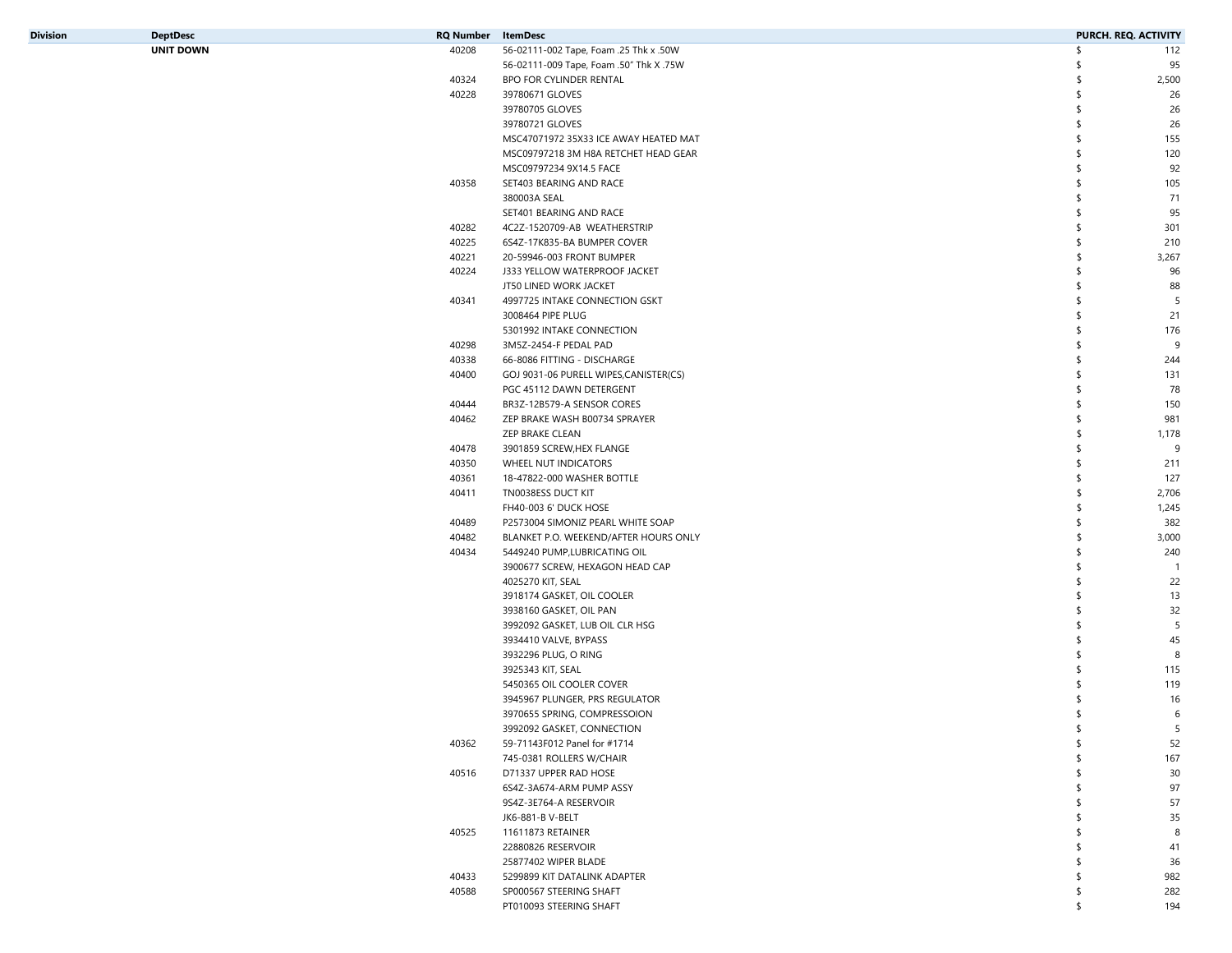| Division | DeptDesc | RQ Number | ItemDesc | PURCH. REQ. ACTIVITY |
|---|---|---|---|---|
| | UNIT DOWN | 40208 | 56-02111-002 Tape, Foam .25 Thk x .50W | $ 112 |
| | | | 56-02111-009 Tape, Foam .50" Thk X .75W | $ 95 |
| | | 40324 | BPO FOR CYLINDER RENTAL | $ 2,500 |
| | | 40228 | 39780671 GLOVES | $ 26 |
| | | | 39780705 GLOVES | $ 26 |
| | | | 39780721 GLOVES | $ 26 |
| | | | MSC47071972 35X33 ICE AWAY HEATED MAT | $ 155 |
| | | | MSC09797218 3M H8A RETCHET HEAD GEAR | $ 120 |
| | | | MSC09797234 9X14.5 FACE | $ 92 |
| | | 40358 | SET403 BEARING AND RACE | $ 105 |
| | | | 380003A SEAL | $ 71 |
| | | | SET401 BEARING AND RACE | $ 95 |
| | | 40282 | 4C2Z-1520709-AB WEATHERSTRIP | $ 301 |
| | | 40225 | 6S4Z-17K835-BA BUMPER COVER | $ 210 |
| | | 40221 | 20-59946-003 FRONT BUMPER | $ 3,267 |
| | | 40224 | J333 YELLOW WATERPROOF JACKET | $ 96 |
| | | | JT50 LINED WORK JACKET | $ 88 |
| | | 40341 | 4997725 INTAKE CONNECTION GSKT | $ 5 |
| | | | 3008464 PIPE PLUG | $ 21 |
| | | | 5301992 INTAKE CONNECTION | $ 176 |
| | | 40298 | 3M5Z-2454-F PEDAL PAD | $ 9 |
| | | 40338 | 66-8086 FITTING - DISCHARGE | $ 244 |
| | | 40400 | GOJ 9031-06 PURELL WIPES,CANISTER(CS) | $ 131 |
| | | | PGC 45112 DAWN DETERGENT | $ 78 |
| | | 40444 | BR3Z-12B579-A SENSOR CORES | $ 150 |
| | | 40462 | ZEP BRAKE WASH B00734 SPRAYER | $ 981 |
| | | | ZEP BRAKE CLEAN | $ 1,178 |
| | | 40478 | 3901859 SCREW,HEX FLANGE | $ 9 |
| | | 40350 | WHEEL NUT INDICATORS | $ 211 |
| | | 40361 | 18-47822-000 WASHER BOTTLE | $ 127 |
| | | 40411 | TN0038ESS DUCT KIT | $ 2,706 |
| | | | FH40-003 6' DUCK HOSE | $ 1,245 |
| | | 40489 | P2573004 SIMONIZ PEARL WHITE SOAP | $ 382 |
| | | 40482 | BLANKET P.O. WEEKEND/AFTER HOURS ONLY | $ 3,000 |
| | | 40434 | 5449240 PUMP,LUBRICATING OIL | $ 240 |
| | | | 3900677 SCREW, HEXAGON HEAD CAP | $ 1 |
| | | | 4025270 KIT, SEAL | $ 22 |
| | | | 3918174 GASKET, OIL COOLER | $ 13 |
| | | | 3938160 GASKET, OIL PAN | $ 32 |
| | | | 3992092 GASKET, LUB OIL CLR HSG | $ 5 |
| | | | 3934410 VALVE, BYPASS | $ 45 |
| | | | 3932296 PLUG, O RING | $ 8 |
| | | | 3925343 KIT, SEAL | $ 115 |
| | | | 5450365 OIL COOLER COVER | $ 119 |
| | | | 3945967 PLUNGER, PRS REGULATOR | $ 16 |
| | | | 3970655 SPRING, COMPRESSOION | $ 6 |
| | | | 3992092 GASKET, CONNECTION | $ 5 |
| | | 40362 | 59-71143F012 Panel for #1714 | $ 52 |
| | | | 745-0381 ROLLERS W/CHAIR | $ 167 |
| | | 40516 | D71337 UPPER RAD HOSE | $ 30 |
| | | | 6S4Z-3A674-ARM PUMP ASSY | $ 97 |
| | | | 9S4Z-3E764-A RESERVOIR | $ 57 |
| | | | JK6-881-B V-BELT | $ 35 |
| | | 40525 | 11611873 RETAINER | $ 8 |
| | | | 22880826 RESERVOIR | $ 41 |
| | | | 25877402 WIPER BLADE | $ 36 |
| | | 40433 | 5299899 KIT DATALINK ADAPTER | $ 982 |
| | | 40588 | SP000567 STEERING SHAFT | $ 282 |
| | | | PT010093 STEERING SHAFT | $ 194 |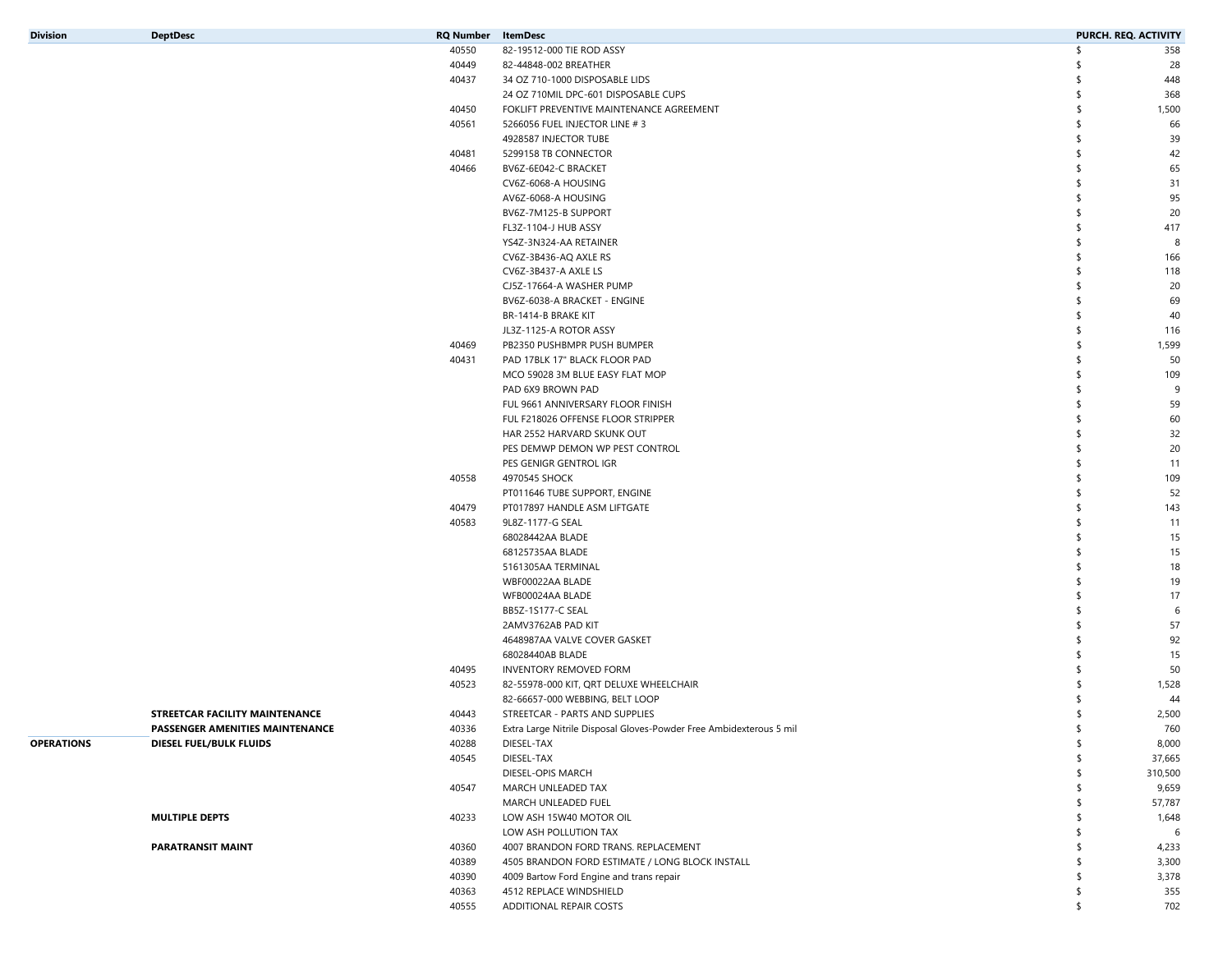| Division | DeptDesc | RQ Number | ItemDesc | PURCH. REQ. ACTIVITY |
|---|---|---|---|---|
| | | 40550 | 82-19512-000 TIE ROD ASSY | $ 358 |
| | | 40449 | 82-44848-002 BREATHER | $ 28 |
| | | 40437 | 34 OZ 710-1000 DISPOSABLE LIDS | $ 448 |
| | | | 24 OZ 710MIL DPC-601 DISPOSABLE CUPS | $ 368 |
| | | 40450 | FOKLIFT PREVENTIVE MAINTENANCE AGREEMENT | $ 1,500 |
| | | 40561 | 5266056 FUEL INJECTOR LINE # 3 | $ 66 |
| | | | 4928587 INJECTOR TUBE | $ 39 |
| | | 40481 | 5299158 TB CONNECTOR | $ 42 |
| | | 40466 | BV6Z-6E042-C BRACKET | $ 65 |
| | | | CV6Z-6068-A HOUSING | $ 31 |
| | | | AV6Z-6068-A HOUSING | $ 95 |
| | | | BV6Z-7M125-B SUPPORT | $ 20 |
| | | | FL3Z-1104-J HUB ASSY | $ 417 |
| | | | YS4Z-3N324-AA RETAINER | $ 8 |
| | | | CV6Z-3B436-AQ AXLE RS | $ 166 |
| | | | CV6Z-3B437-A AXLE LS | $ 118 |
| | | | CJ5Z-17664-A WASHER PUMP | $ 20 |
| | | | BV6Z-6038-A BRACKET - ENGINE | $ 69 |
| | | | BR-1414-B BRAKE KIT | $ 40 |
| | | | JL3Z-1125-A ROTOR ASSY | $ 116 |
| | | 40469 | PB2350 PUSHBMPR PUSH BUMPER | $ 1,599 |
| | | 40431 | PAD 17BLK 17" BLACK FLOOR PAD | $ 50 |
| | | | MCO 59028 3M BLUE EASY FLAT MOP | $ 109 |
| | | | PAD 6X9 BROWN PAD | $ 9 |
| | | | FUL 9661 ANNIVERSARY FLOOR FINISH | $ 59 |
| | | | FUL F218026 OFFENSE FLOOR STRIPPER | $ 60 |
| | | | HAR 2552 HARVARD SKUNK OUT | $ 32 |
| | | | PES DEMWP DEMON WP PEST CONTROL | $ 20 |
| | | | PES GENIGR GENTROL IGR | $ 11 |
| | | 40558 | 4970545 SHOCK | $ 109 |
| | | | PT011646 TUBE SUPPORT, ENGINE | $ 52 |
| | | 40479 | PT017897 HANDLE ASM LIFTGATE | $ 143 |
| | | 40583 | 9L8Z-1177-G SEAL | $ 11 |
| | | | 68028442AA BLADE | $ 15 |
| | | | 68125735AA BLADE | $ 15 |
| | | | 5161305AA TERMINAL | $ 18 |
| | | | WBF00022AA BLADE | $ 19 |
| | | | WFB00024AA BLADE | $ 17 |
| | | | BB5Z-1S177-C SEAL | $ 6 |
| | | | 2AMV3762AB PAD KIT | $ 57 |
| | | | 4648987AA VALVE COVER GASKET | $ 92 |
| | | | 68028440AB BLADE | $ 15 |
| | | 40495 | INVENTORY REMOVED FORM | $ 50 |
| | | 40523 | 82-55978-000 KIT, QRT DELUXE WHEELCHAIR | $ 1,528 |
| | | | 82-66657-000 WEBBING, BELT LOOP | $ 44 |
| | **STREETCAR FACILITY MAINTENANCE** | 40443 | STREETCAR - PARTS AND SUPPLIES | $ 2,500 |
| | **PASSENGER AMENITIES MAINTENANCE** | 40336 | Extra Large Nitrile Disposal Gloves-Powder Free Ambidexterous 5 mil | $ 760 |
| **OPERATIONS** | **DIESEL FUEL/BULK FLUIDS** | 40288 | DIESEL-TAX | $ 8,000 |
| | | 40545 | DIESEL-TAX | $ 37,665 |
| | | | DIESEL-OPIS MARCH | $ 310,500 |
| | | 40547 | MARCH UNLEADED TAX | $ 9,659 |
| | | | MARCH UNLEADED FUEL | $ 57,787 |
| | **MULTIPLE DEPTS** | 40233 | LOW ASH 15W40 MOTOR OIL | $ 1,648 |
| | | | LOW ASH POLLUTION TAX | $ 6 |
| | **PARATRANSIT MAINT** | 40360 | 4007 BRANDON FORD TRANS. REPLACEMENT | $ 4,233 |
| | | 40389 | 4505 BRANDON FORD ESTIMATE / LONG BLOCK INSTALL | $ 3,300 |
| | | 40390 | 4009 Bartow Ford Engine and trans repair | $ 3,378 |
| | | 40363 | 4512 REPLACE WINDSHIELD | $ 355 |
| | | 40555 | ADDITIONAL REPAIR COSTS | $ 702 |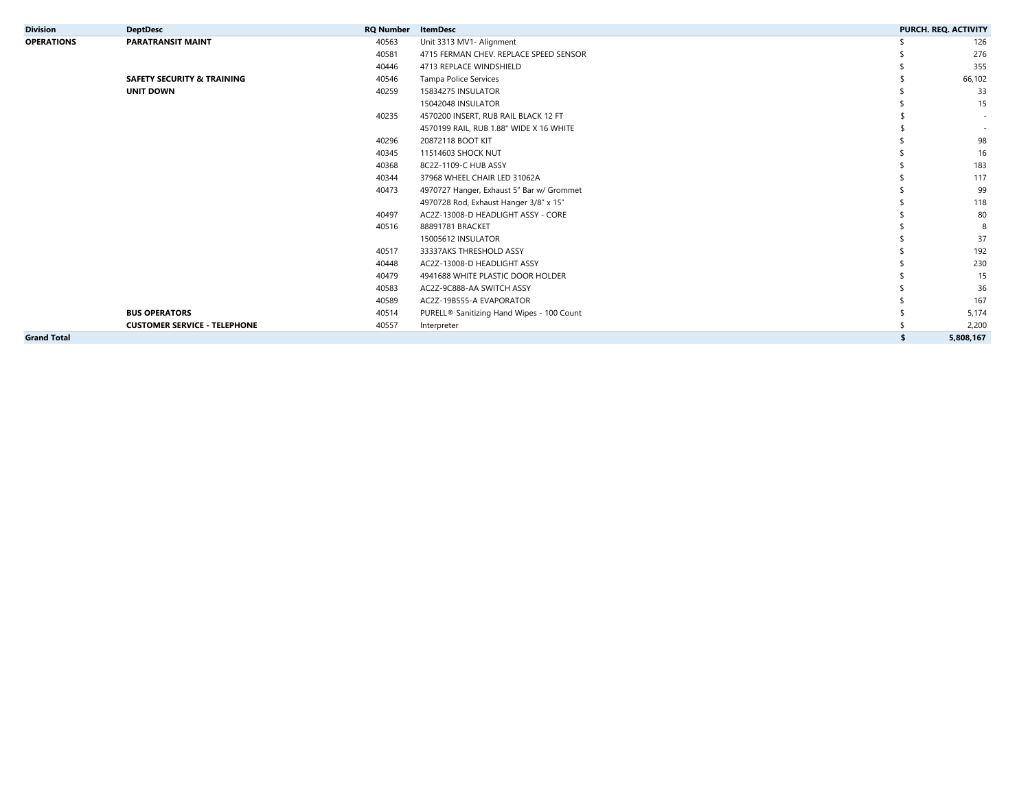| Division | DeptDesc | RQ Number | ItemDesc | PURCH. REQ. ACTIVITY |
|---|---|---|---|---|
| OPERATIONS | PARATRANSIT MAINT | 40563 | Unit 3313 MV1- Alignment | $ 126 |
| | | 40581 | 4715 FERMAN CHEV. REPLACE SPEED SENSOR | $ 276 |
| | | 40446 | 4713 REPLACE WINDSHIELD | $ 355 |
| | SAFETY SECURITY & TRAINING | 40546 | Tampa Police Services | $ 66,102 |
| | UNIT DOWN | 40259 | 15834275 INSULATOR | $ 33 |
| | | | 15042048 INSULATOR | $ 15 |
| | | 40235 | 4570200 INSERT, RUB RAIL BLACK 12 FT | $ - |
| | | | 4570199 RAIL, RUB 1.88" WIDE X 16 WHITE | $ - |
| | | 40296 | 20872118 BOOT KIT | $ 98 |
| | | 40345 | 11514603 SHOCK NUT | $ 16 |
| | | 40368 | 8C2Z-1109-C HUB ASSY | $ 183 |
| | | 40344 | 37968 WHEEL CHAIR LED 31062A | $ 117 |
| | | 40473 | 4970727 Hanger, Exhaust 5" Bar w/ Grommet | $ 99 |
| | | | 4970728 Rod, Exhaust Hanger 3/8" x 15" | $ 118 |
| | | 40497 | AC2Z-13008-D HEADLIGHT ASSY - CORE | $ 80 |
| | | 40516 | 88891781 BRACKET | $ 8 |
| | | | 15005612 INSULATOR | $ 37 |
| | | 40517 | 33337AKS THRESHOLD ASSY | $ 192 |
| | | 40448 | AC2Z-13008-D HEADLIGHT ASSY | $ 230 |
| | | 40479 | 4941688 WHITE PLASTIC DOOR HOLDER | $ 15 |
| | | 40583 | AC2Z-9C888-AA SWITCH ASSY | $ 36 |
| | | 40589 | AC2Z-19B555-A EVAPORATOR | $ 167 |
| | BUS OPERATORS | 40514 | PURELL® Sanitizing Hand Wipes - 100 Count | $ 5,174 |
| | CUSTOMER SERVICE - TELEPHONE | 40557 | Interpreter | $ 2,200 |
| **Grand Total** | | | | **$ 5,808,167** |